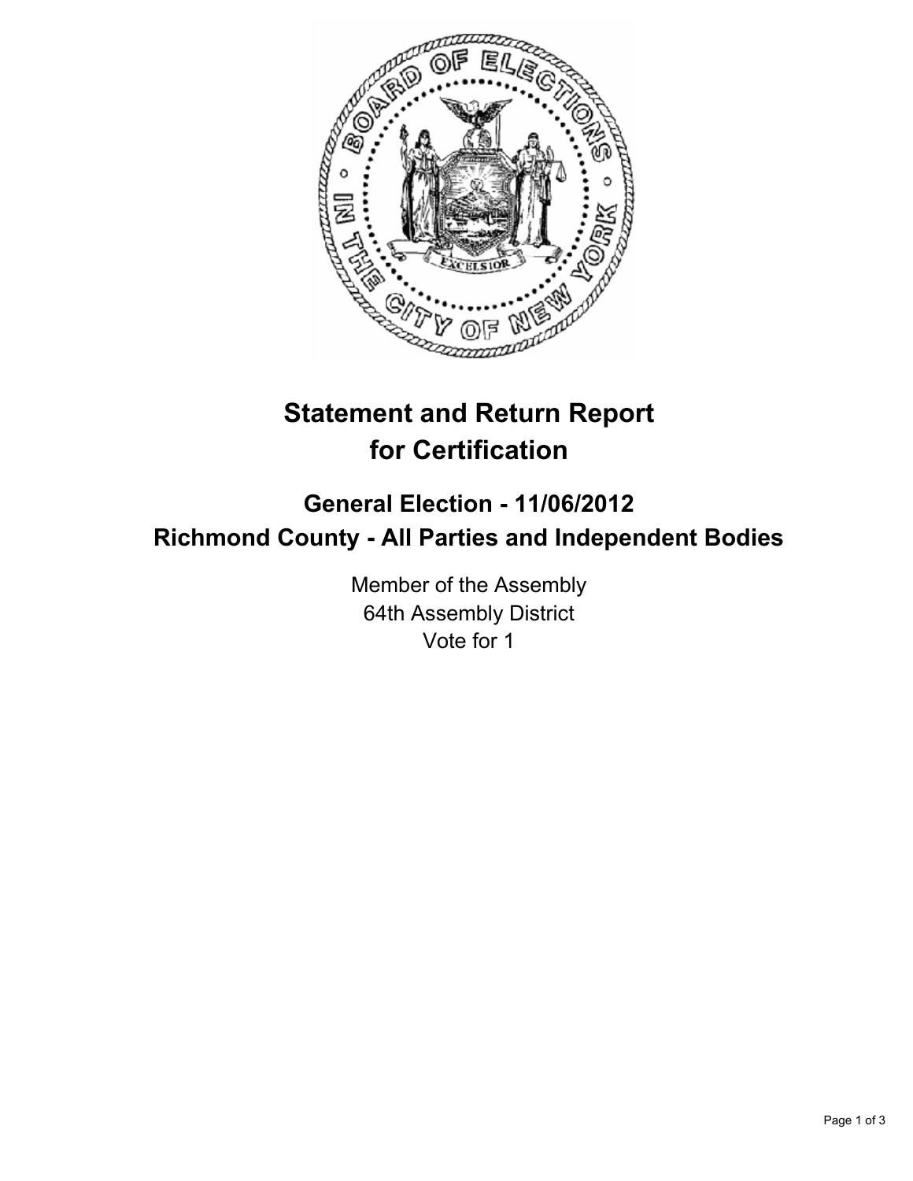# Statement and Return Report for Certification

## General Election - 11/06/2012
## Richmond County - All Parties and Independent Bodies

Member of the Assembly
64th Assembly District
Vote for 1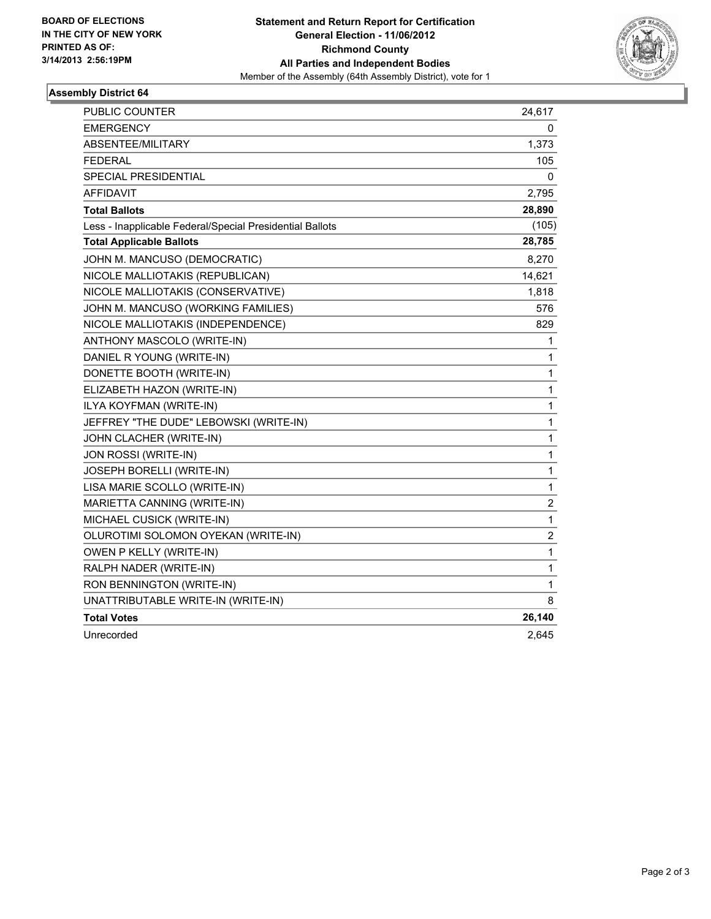**BOARD OF ELECTIONS IN THE CITY OF NEW YORK PRINTED AS OF: 3/14/2013 2:56:19PM**

**Statement and Return Report for Certification**
**General Election - 11/06/2012**
**Richmond County**
**All Parties and Independent Bodies**
Member of the Assembly (64th Assembly District), vote for 1

## Assembly District 64

| | |
|---|---|
| PUBLIC COUNTER | 24,617 |
| EMERGENCY | 0 |
| ABSENTEE/MILITARY | 1,373 |
| FEDERAL | 105 |
| SPECIAL PRESIDENTIAL | 0 |
| AFFIDAVIT | 2,795 |
| **Total Ballots** | **28,890** |
| Less - Inapplicable Federal/Special Presidential Ballots | (105) |
| **Total Applicable Ballots** | **28,785** |
| JOHN M. MANCUSO (DEMOCRATIC) | 8,270 |
| NICOLE MALLIOTAKIS (REPUBLICAN) | 14,621 |
| NICOLE MALLIOTAKIS (CONSERVATIVE) | 1,818 |
| JOHN M. MANCUSO (WORKING FAMILIES) | 576 |
| NICOLE MALLIOTAKIS (INDEPENDENCE) | 829 |
| ANTHONY MASCOLO (WRITE-IN) | 1 |
| DANIEL R YOUNG (WRITE-IN) | 1 |
| DONETTE BOOTH (WRITE-IN) | 1 |
| ELIZABETH HAZON (WRITE-IN) | 1 |
| ILYA KOYFMAN (WRITE-IN) | 1 |
| JEFFREY "THE DUDE" LEBOWSKI (WRITE-IN) | 1 |
| JOHN CLACHER (WRITE-IN) | 1 |
| JON ROSSI (WRITE-IN) | 1 |
| JOSEPH BORELLI (WRITE-IN) | 1 |
| LISA MARIE SCOLLO (WRITE-IN) | 1 |
| MARIETTA CANNING (WRITE-IN) | 2 |
| MICHAEL CUSICK (WRITE-IN) | 1 |
| OLUROTIMI SOLOMON OYEKAN (WRITE-IN) | 2 |
| OWEN P KELLY (WRITE-IN) | 1 |
| RALPH NADER (WRITE-IN) | 1 |
| RON BENNINGTON (WRITE-IN) | 1 |
| UNATTRIBUTABLE WRITE-IN (WRITE-IN) | 8 |
| **Total Votes** | **26,140** |
| Unrecorded | 2,645 |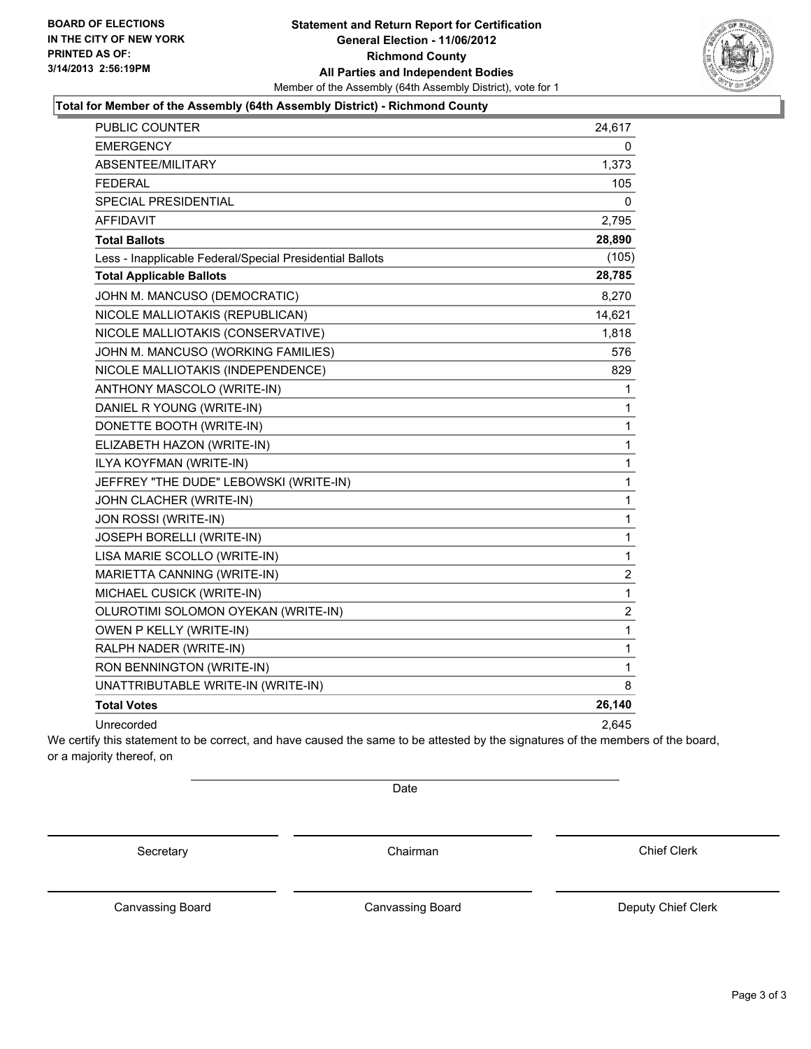**BOARD OF ELECTIONS IN THE CITY OF NEW YORK PRINTED AS OF: 3/14/2013 2:56:19PM**

# Statement and Return Report for Certification
## General Election - 11/06/2012
## Richmond County
## All Parties and Independent Bodies

Member of the Assembly (64th Assembly District), vote for 1

### Total for Member of the Assembly (64th Assembly District) - Richmond County

| | |
|---|---|
| PUBLIC COUNTER | 24,617 |
| EMERGENCY | 0 |
| ABSENTEE/MILITARY | 1,373 |
| FEDERAL | 105 |
| SPECIAL PRESIDENTIAL | 0 |
| AFFIDAVIT | 2,795 |
| **Total Ballots** | **28,890** |
| Less - Inapplicable Federal/Special Presidential Ballots | (105) |
| **Total Applicable Ballots** | **28,785** |
| JOHN M. MANCUSO (DEMOCRATIC) | 8,270 |
| NICOLE MALLIOTAKIS (REPUBLICAN) | 14,621 |
| NICOLE MALLIOTAKIS (CONSERVATIVE) | 1,818 |
| JOHN M. MANCUSO (WORKING FAMILIES) | 576 |
| NICOLE MALLIOTAKIS (INDEPENDENCE) | 829 |
| ANTHONY MASCOLO (WRITE-IN) | 1 |
| DANIEL R YOUNG (WRITE-IN) | 1 |
| DONETTE BOOTH (WRITE-IN) | 1 |
| ELIZABETH HAZON (WRITE-IN) | 1 |
| ILYA KOYFMAN (WRITE-IN) | 1 |
| JEFFREY "THE DUDE" LEBOWSKI (WRITE-IN) | 1 |
| JOHN CLACHER (WRITE-IN) | 1 |
| JON ROSSI (WRITE-IN) | 1 |
| JOSEPH BORELLI (WRITE-IN) | 1 |
| LISA MARIE SCOLLO (WRITE-IN) | 1 |
| MARIETTA CANNING (WRITE-IN) | 2 |
| MICHAEL CUSICK (WRITE-IN) | 1 |
| OLUROTIMI SOLOMON OYEKAN (WRITE-IN) | 2 |
| OWEN P KELLY (WRITE-IN) | 1 |
| RALPH NADER (WRITE-IN) | 1 |
| RON BENNINGTON (WRITE-IN) | 1 |
| UNATTRIBUTABLE WRITE-IN (WRITE-IN) | 8 |
| **Total Votes** | **26,140** |
| Unrecorded | 2,645 |

We certify this statement to be correct, and have caused the same to be attested by the signatures of the members of the board, or a majority thereof, on

Date

Secretary | Chairman | Chief Clerk

Canvassing Board | Canvassing Board | Deputy Chief Clerk